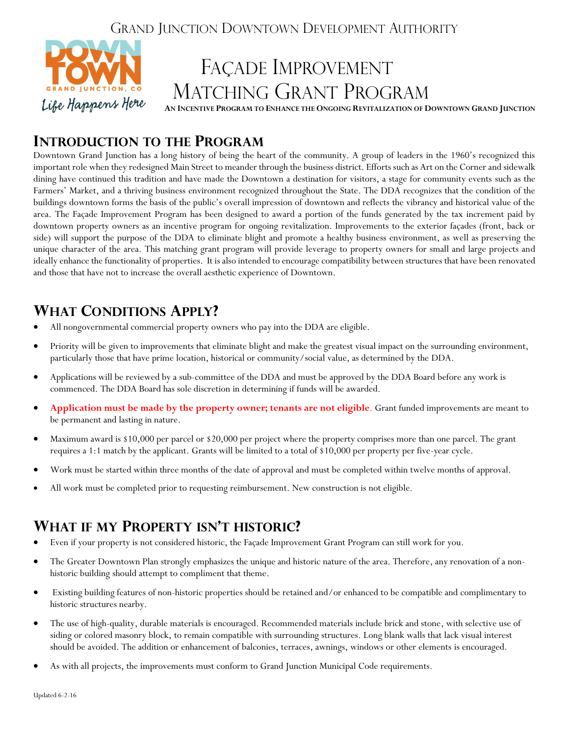Grand Junction Downtown Development Authority

# Façade Improvement Matching Grant Program

**An Incentive Program to Enhance the Ongoing Revitalization of Downtown Grand Junction**

## Introduction to the Program

Downtown Grand Junction has a long history of being the heart of the community. A group of leaders in the 1960's recognized this important role when they redesigned Main Street to meander through the business district. Efforts such as Art on the Corner and sidewalk dining have continued this tradition and have made the Downtown a destination for visitors, a stage for community events such as the Farmers' Market, and a thriving business environment recognized throughout the State. The DDA recognizes that the condition of the buildings downtown forms the basis of the public's overall impression of downtown and reflects the vibrancy and historical value of the area. The Façade Improvement Program has been designed to award a portion of the funds generated by the tax increment paid by downtown property owners as an incentive program for ongoing revitalization. Improvements to the exterior façades (front, back or side) will support the purpose of the DDA to eliminate blight and promote a healthy business environment, as well as preserving the unique character of the area. This matching grant program will provide leverage to property owners for small and large projects and ideally enhance the functionality of properties. It is also intended to encourage compatibility between structures that have been renovated and those that have not to increase the overall aesthetic experience of Downtown.

## What Conditions Apply?

- All nongovernmental commercial property owners who pay into the DDA are eligible.
- Priority will be given to improvements that eliminate blight and make the greatest visual impact on the surrounding environment, particularly those that have prime location, historical or community/social value, as determined by the DDA.
- Applications will be reviewed by a sub-committee of the DDA and must be approved by the DDA Board before any work is commenced. The DDA Board has sole discretion in determining if funds will be awarded.
- **Application must be made by the property owner; tenants are not eligible**. Grant funded improvements are meant to be permanent and lasting in nature.
- Maximum award is $10,000 per parcel or $20,000 per project where the property comprises more than one parcel. The grant requires a 1:1 match by the applicant. Grants will be limited to a total of $10,000 per property per five-year cycle.
- Work must be started within three months of the date of approval and must be completed within twelve months of approval.
- All work must be completed prior to requesting reimbursement. New construction is not eligible.

## What if my Property isn't historic?

- Even if your property is not considered historic, the Façade Improvement Grant Program can still work for you.
- The Greater Downtown Plan strongly emphasizes the unique and historic nature of the area. Therefore, any renovation of a non-historic building should attempt to compliment that theme.
- Existing building features of non-historic properties should be retained and/or enhanced to be compatible and complimentary to historic structures nearby.
- The use of high-quality, durable materials is encouraged. Recommended materials include brick and stone, with selective use of siding or colored masonry block, to remain compatible with surrounding structures. Long blank walls that lack visual interest should be avoided. The addition or enhancement of balconies, terraces, awnings, windows or other elements is encouraged.
- As with all projects, the improvements must conform to Grand Junction Municipal Code requirements.

Updated 6-2-16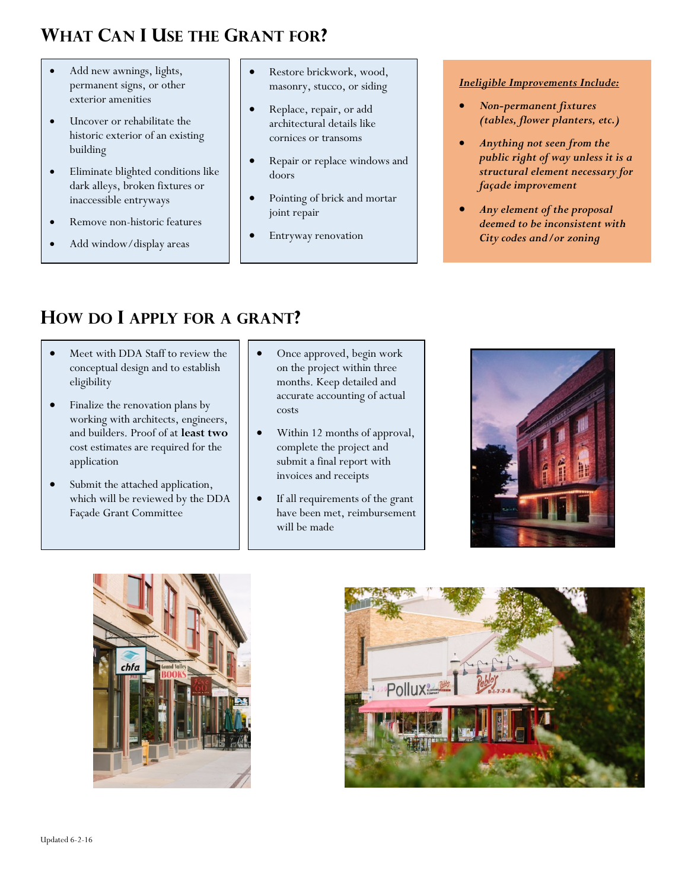## What Can I Use the Grant for?

- Add new awnings, lights, permanent signs, or other exterior amenities
- Uncover or rehabilitate the historic exterior of an existing building
- Eliminate blighted conditions like dark alleys, broken fixtures or inaccessible entryways
- Remove non-historic features
- Add window/display areas
- Restore brickwork, wood, masonry, stucco, or siding
- Replace, repair, or add architectural details like cornices or transoms
- Repair or replace windows and doors
- Pointing of brick and mortar joint repair
- Entryway renovation

***Ineligible Improvements Include:***

- *Non-permanent fixtures (tables, flower planters, etc.)*
- ***Anything not seen from the public right of way unless it is a structural element necessary for façade improvement***
- ***Any element of the proposal deemed to be inconsistent with City codes and/or zoning***

## How do I apply for a grant?

- Meet with DDA Staff to review the conceptual design and to establish eligibility
- Finalize the renovation plans by working with architects, engineers, and builders. Proof of at **least two** cost estimates are required for the application
- Submit the attached application, which will be reviewed by the DDA Façade Grant Committee
- Once approved, begin work on the project within three months. Keep detailed and accurate accounting of actual costs
- Within 12 months of approval, complete the project and submit a final report with invoices and receipts
- If all requirements of the grant have been met, reimbursement will be made

Updated 6-2-16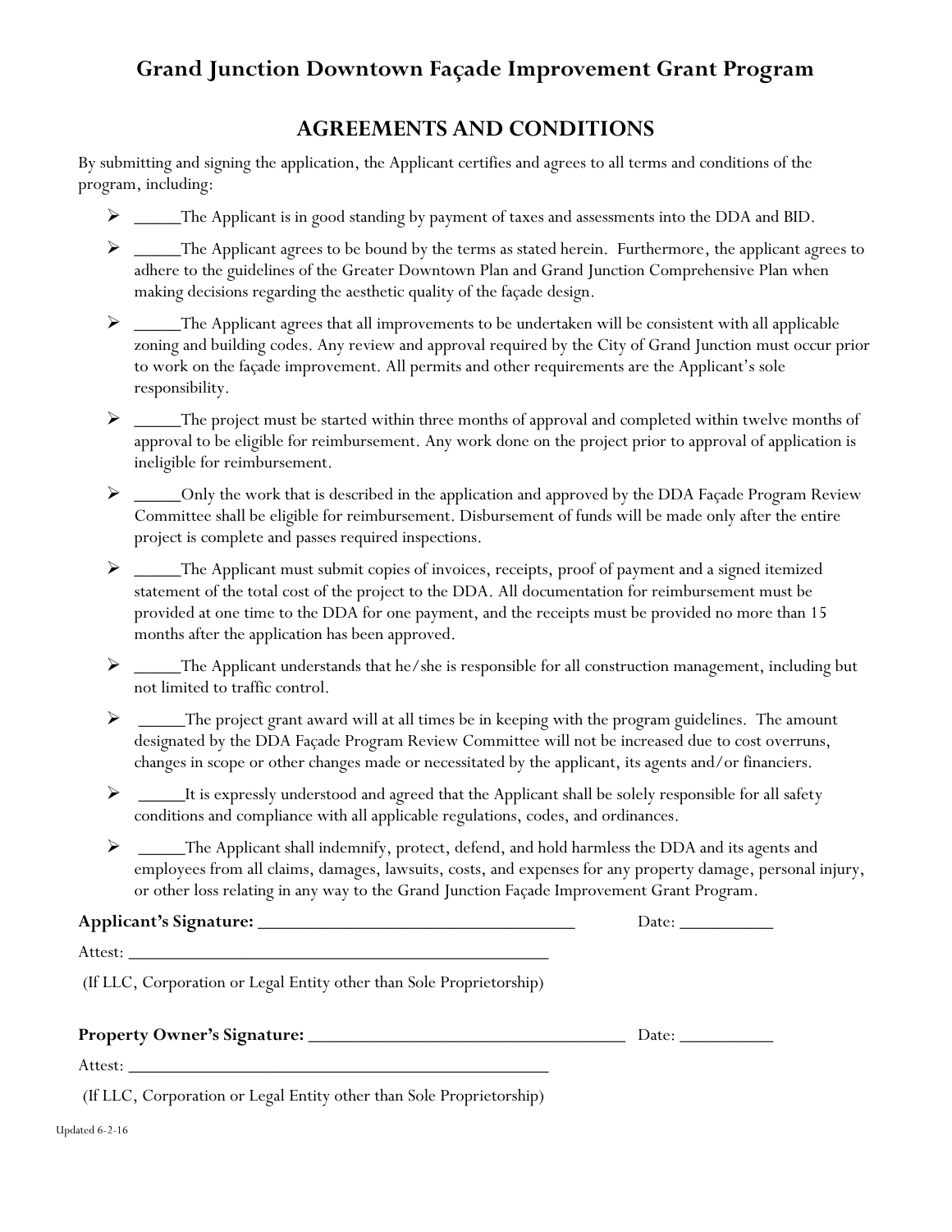# Grand Junction Downtown Façade Improvement Grant Program

## AGREEMENTS AND CONDITIONS

By submitting and signing the application, the Applicant certifies and agrees to all terms and conditions of the program, including:

- _____The Applicant is in good standing by payment of taxes and assessments into the DDA and BID.
- _____The Applicant agrees to be bound by the terms as stated herein. Furthermore, the applicant agrees to adhere to the guidelines of the Greater Downtown Plan and Grand Junction Comprehensive Plan when making decisions regarding the aesthetic quality of the façade design.
- _____The Applicant agrees that all improvements to be undertaken will be consistent with all applicable zoning and building codes. Any review and approval required by the City of Grand Junction must occur prior to work on the façade improvement. All permits and other requirements are the Applicant's sole responsibility.
- _____The project must be started within three months of approval and completed within twelve months of approval to be eligible for reimbursement. Any work done on the project prior to approval of application is ineligible for reimbursement.
- _____Only the work that is described in the application and approved by the DDA Façade Program Review Committee shall be eligible for reimbursement. Disbursement of funds will be made only after the entire project is complete and passes required inspections.
- _____The Applicant must submit copies of invoices, receipts, proof of payment and a signed itemized statement of the total cost of the project to the DDA. All documentation for reimbursement must be provided at one time to the DDA for one payment, and the receipts must be provided no more than 15 months after the application has been approved.
- _____The Applicant understands that he/she is responsible for all construction management, including but not limited to traffic control.
- _____The project grant award will at all times be in keeping with the program guidelines. The amount designated by the DDA Façade Program Review Committee will not be increased due to cost overruns, changes in scope or other changes made or necessitated by the applicant, its agents and/or financiers.
- _____It is expressly understood and agreed that the Applicant shall be solely responsible for all safety conditions and compliance with all applicable regulations, codes, and ordinances.
- _____The Applicant shall indemnify, protect, defend, and hold harmless the DDA and its agents and employees from all claims, damages, lawsuits, costs, and expenses for any property damage, personal injury, or other loss relating in any way to the Grand Junction Façade Improvement Grant Program.

**Applicant's Signature:** ___________________________________ Date: __________

Attest: ______________________________________________

(If LLC, Corporation or Legal Entity other than Sole Proprietorship)

**Property Owner's Signature:** ___________________________________ Date: __________

Attest: ______________________________________________

(If LLC, Corporation or Legal Entity other than Sole Proprietorship)

Updated 6-2-16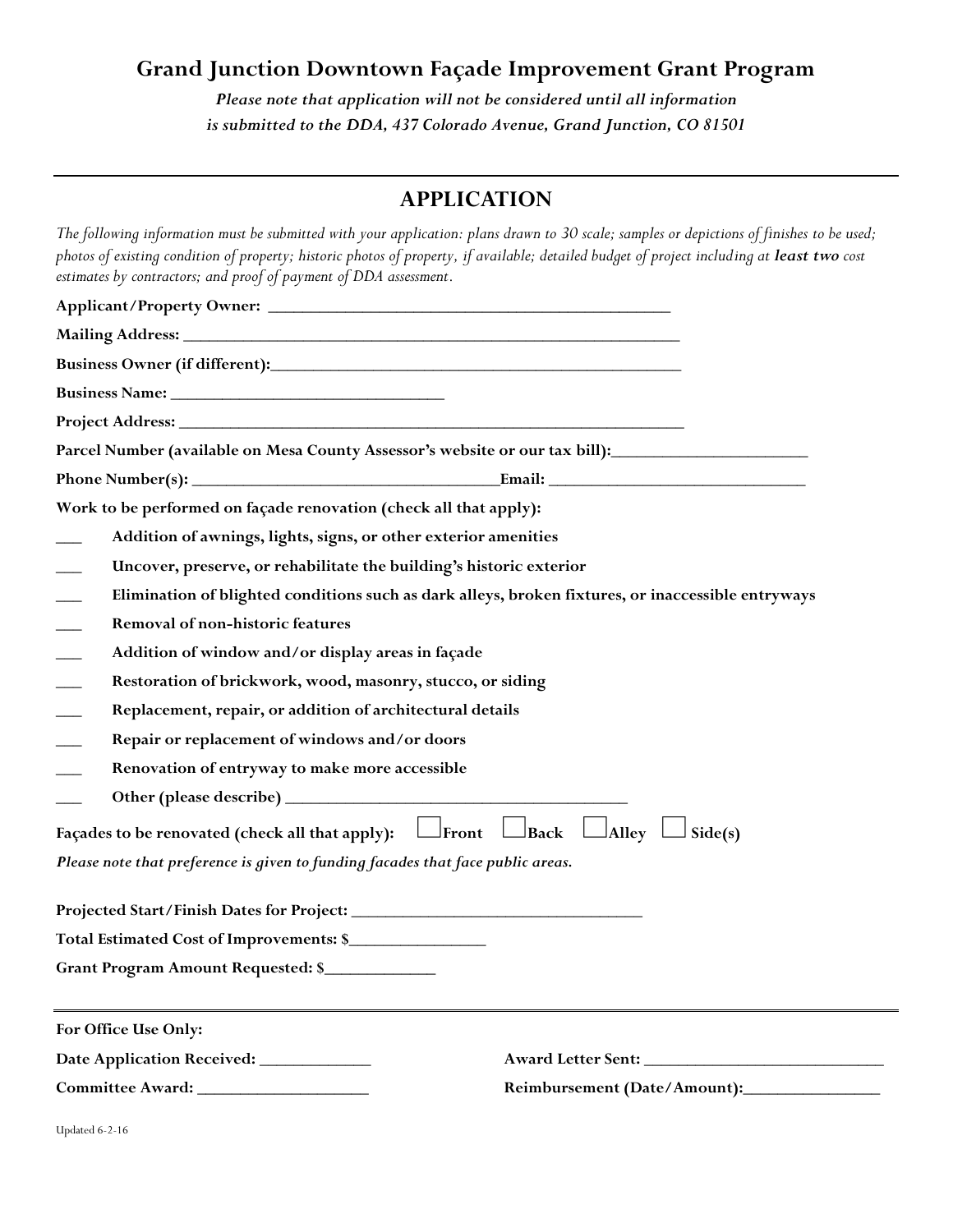# Grand Junction Downtown Façade Improvement Grant Program

***Please note that application will not be considered until all information is submitted to the DDA, 437 Colorado Avenue, Grand Junction, CO 81501***

---

## APPLICATION

*The following information must be submitted with your application: plans drawn to 30 scale; samples or depictions of finishes to be used; photos of existing condition of property; historic photos of property, if available; detailed budget of project including at **least two** cost estimates by contractors; and proof of payment of DDA assessment.*

**Applicant/Property Owner:** ________________________________________________

**Mailing Address:** ____________________________________________________________

**Business Owner (if different):**________________________________________________

**Business Name:** ________________________________

**Project Address:** ____________________________________________________________

**Parcel Number (available on Mesa County Assessor's website or our tax bill):**______________________

**Phone Number(s):** ____________________________________**Email:** ______________________________

**Work to be performed on façade renovation (check all that apply):**

- ___ **Addition of awnings, lights, signs, or other exterior amenities**
- ___ **Uncover, preserve, or rehabilitate the building's historic exterior**
- ___ **Elimination of blighted conditions such as dark alleys, broken fixtures, or inaccessible entryways**
- ___ **Removal of non-historic features**
- ___ **Addition of window and/or display areas in façade**
- ___ **Restoration of brickwork, wood, masonry, stucco, or siding**
- ___ **Replacement, repair, or addition of architectural details**
- ___ **Repair or replacement of windows and/or doors**
- ___ **Renovation of entryway to make more accessible**
- ___ **Other (please describe)** ________________________________________

**Façades to be renovated (check all that apply):** ☐ **Front** ☐ **Back** ☐ **Alley** ☐ **Side(s)**

***Please note that preference is given to funding facades that face public areas.***

**Projected Start/Finish Dates for Project:** __________________________________

**Total Estimated Cost of Improvements: $**_______________

**Grant Program Amount Requested: $**____________

---

**For Office Use Only:**

**Date Application Received:** _____________

**Award Letter Sent:** _____________________________

**Committee Award:** ____________________

**Reimbursement (Date/Amount):**________________

Updated 6-2-16